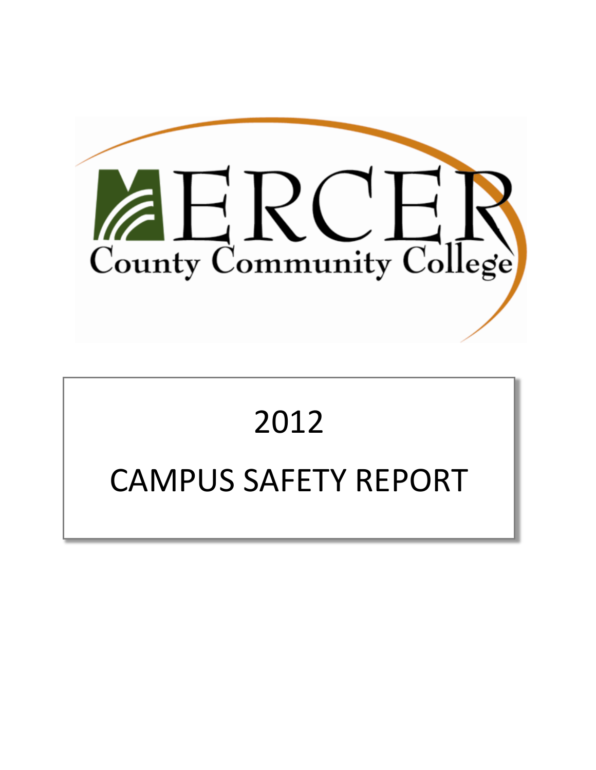# MERCER County Community College

# 2012

# CAMPUS SAFETY REPORT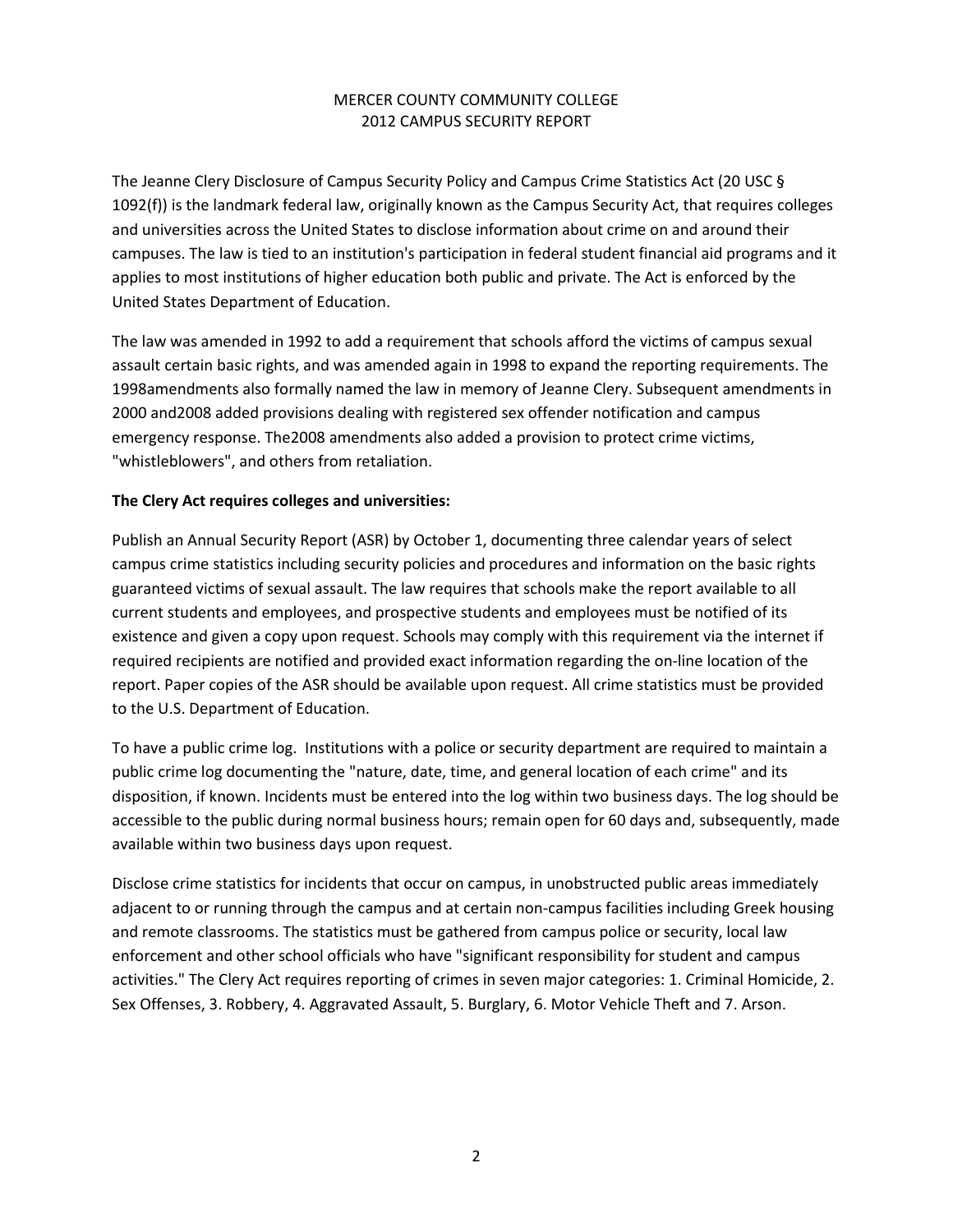MERCER COUNTY COMMUNITY COLLEGE
2012 CAMPUS SECURITY REPORT

The Jeanne Clery Disclosure of Campus Security Policy and Campus Crime Statistics Act (20 USC § 1092(f)) is the landmark federal law, originally known as the Campus Security Act, that requires colleges and universities across the United States to disclose information about crime on and around their campuses. The law is tied to an institution's participation in federal student financial aid programs and it applies to most institutions of higher education both public and private. The Act is enforced by the United States Department of Education.

The law was amended in 1992 to add a requirement that schools afford the victims of campus sexual assault certain basic rights, and was amended again in 1998 to expand the reporting requirements. The 1998amendments also formally named the law in memory of Jeanne Clery. Subsequent amendments in 2000 and2008 added provisions dealing with registered sex offender notification and campus emergency response. The2008 amendments also added a provision to protect crime victims, "whistleblowers", and others from retaliation.

**The Clery Act requires colleges and universities:**

Publish an Annual Security Report (ASR) by October 1, documenting three calendar years of select campus crime statistics including security policies and procedures and information on the basic rights guaranteed victims of sexual assault. The law requires that schools make the report available to all current students and employees, and prospective students and employees must be notified of its existence and given a copy upon request. Schools may comply with this requirement via the internet if required recipients are notified and provided exact information regarding the on-line location of the report. Paper copies of the ASR should be available upon request. All crime statistics must be provided to the U.S. Department of Education.

To have a public crime log. Institutions with a police or security department are required to maintain a public crime log documenting the "nature, date, time, and general location of each crime" and its disposition, if known. Incidents must be entered into the log within two business days. The log should be accessible to the public during normal business hours; remain open for 60 days and, subsequently, made available within two business days upon request.

Disclose crime statistics for incidents that occur on campus, in unobstructed public areas immediately adjacent to or running through the campus and at certain non-campus facilities including Greek housing and remote classrooms. The statistics must be gathered from campus police or security, local law enforcement and other school officials who have "significant responsibility for student and campus activities." The Clery Act requires reporting of crimes in seven major categories: 1. Criminal Homicide, 2. Sex Offenses, 3. Robbery, 4. Aggravated Assault, 5. Burglary, 6. Motor Vehicle Theft and 7. Arson.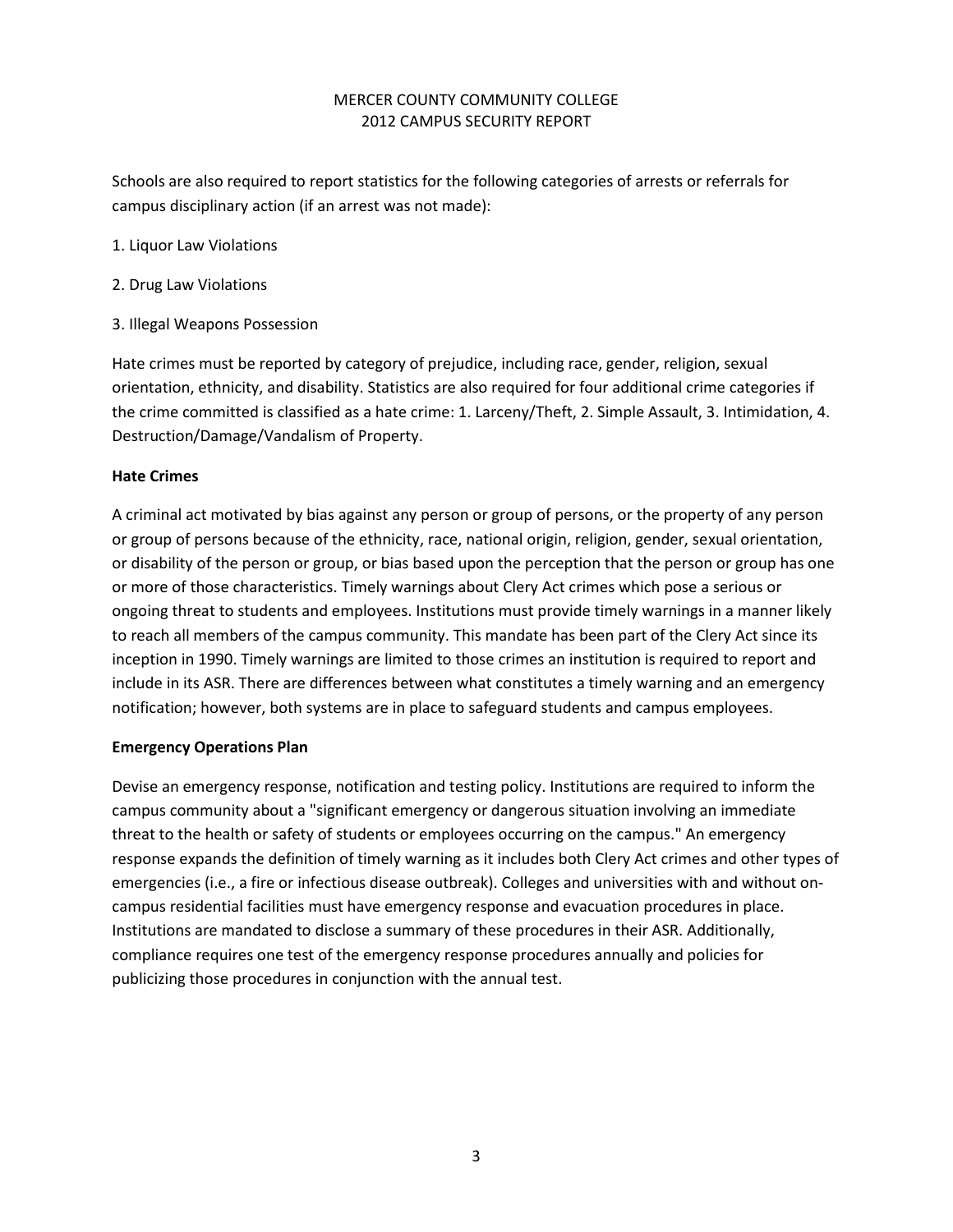Schools are also required to report statistics for the following categories of arrests or referrals for campus disciplinary action (if an arrest was not made):

1. Liquor Law Violations

2. Drug Law Violations

3. Illegal Weapons Possession

Hate crimes must be reported by category of prejudice, including race, gender, religion, sexual orientation, ethnicity, and disability. Statistics are also required for four additional crime categories if the crime committed is classified as a hate crime: 1. Larceny/Theft, 2. Simple Assault, 3. Intimidation, 4. Destruction/Damage/Vandalism of Property.

**Hate Crimes**

A criminal act motivated by bias against any person or group of persons, or the property of any person or group of persons because of the ethnicity, race, national origin, religion, gender, sexual orientation, or disability of the person or group, or bias based upon the perception that the person or group has one or more of those characteristics. Timely warnings about Clery Act crimes which pose a serious or ongoing threat to students and employees. Institutions must provide timely warnings in a manner likely to reach all members of the campus community. This mandate has been part of the Clery Act since its inception in 1990. Timely warnings are limited to those crimes an institution is required to report and include in its ASR. There are differences between what constitutes a timely warning and an emergency notification; however, both systems are in place to safeguard students and campus employees.

**Emergency Operations Plan**

Devise an emergency response, notification and testing policy. Institutions are required to inform the campus community about a "significant emergency or dangerous situation involving an immediate threat to the health or safety of students or employees occurring on the campus." An emergency response expands the definition of timely warning as it includes both Clery Act crimes and other types of emergencies (i.e., a fire or infectious disease outbreak). Colleges and universities with and without on-campus residential facilities must have emergency response and evacuation procedures in place. Institutions are mandated to disclose a summary of these procedures in their ASR. Additionally, compliance requires one test of the emergency response procedures annually and policies for publicizing those procedures in conjunction with the annual test.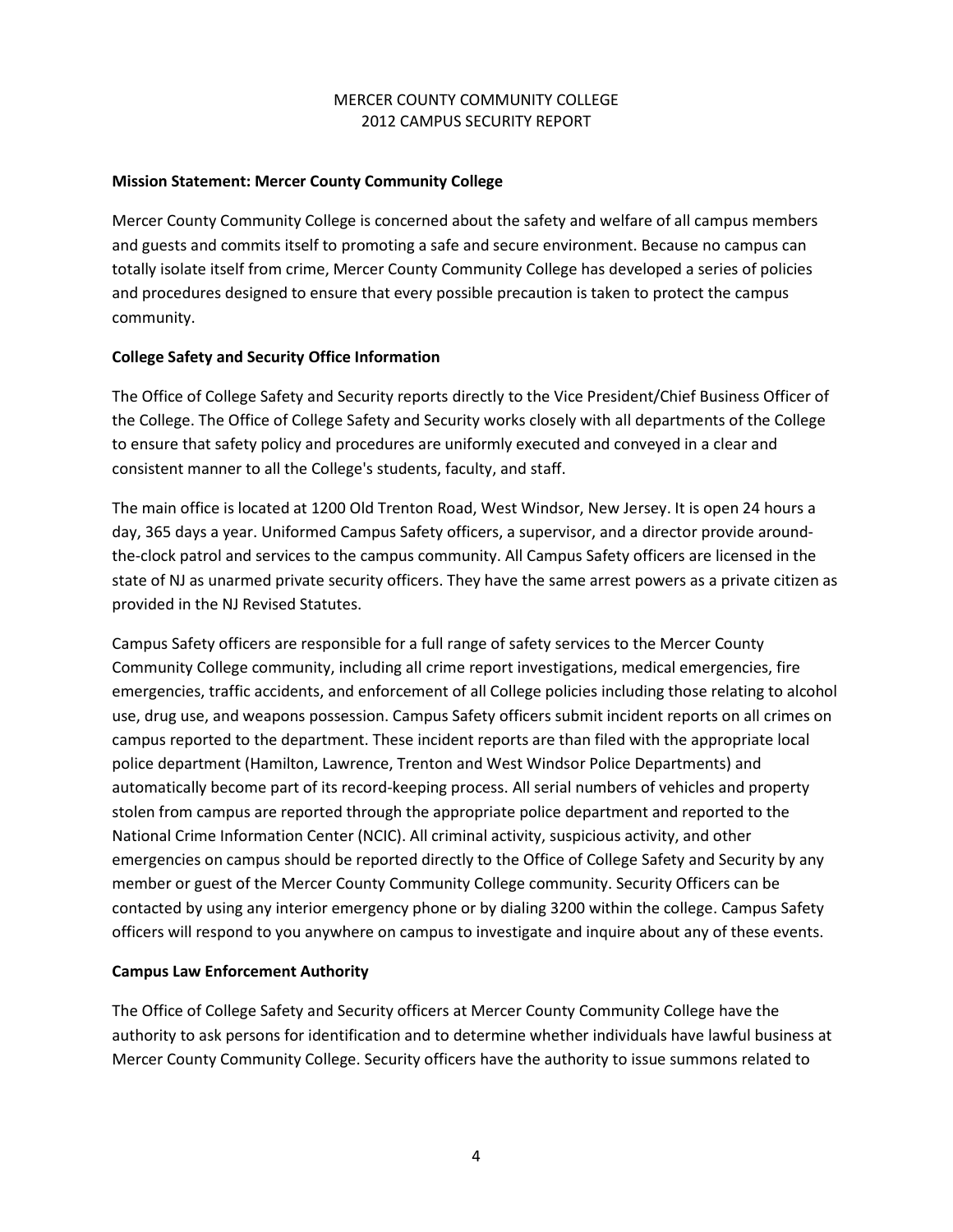MERCER COUNTY COMMUNITY COLLEGE
2012 CAMPUS SECURITY REPORT

**Mission Statement: Mercer County Community College**

Mercer County Community College is concerned about the safety and welfare of all campus members and guests and commits itself to promoting a safe and secure environment. Because no campus can totally isolate itself from crime, Mercer County Community College has developed a series of policies and procedures designed to ensure that every possible precaution is taken to protect the campus community.

**College Safety and Security Office Information**

The Office of College Safety and Security reports directly to the Vice President/Chief Business Officer of the College. The Office of College Safety and Security works closely with all departments of the College to ensure that safety policy and procedures are uniformly executed and conveyed in a clear and consistent manner to all the College's students, faculty, and staff.

The main office is located at 1200 Old Trenton Road, West Windsor, New Jersey. It is open 24 hours a day, 365 days a year. Uniformed Campus Safety officers, a supervisor, and a director provide around-the-clock patrol and services to the campus community. All Campus Safety officers are licensed in the state of NJ as unarmed private security officers. They have the same arrest powers as a private citizen as provided in the NJ Revised Statutes.

Campus Safety officers are responsible for a full range of safety services to the Mercer County Community College community, including all crime report investigations, medical emergencies, fire emergencies, traffic accidents, and enforcement of all College policies including those relating to alcohol use, drug use, and weapons possession. Campus Safety officers submit incident reports on all crimes on campus reported to the department. These incident reports are than filed with the appropriate local police department (Hamilton, Lawrence, Trenton and West Windsor Police Departments) and automatically become part of its record-keeping process. All serial numbers of vehicles and property stolen from campus are reported through the appropriate police department and reported to the National Crime Information Center (NCIC). All criminal activity, suspicious activity, and other emergencies on campus should be reported directly to the Office of College Safety and Security by any member or guest of the Mercer County Community College community. Security Officers can be contacted by using any interior emergency phone or by dialing 3200 within the college. Campus Safety officers will respond to you anywhere on campus to investigate and inquire about any of these events.

**Campus Law Enforcement Authority**

The Office of College Safety and Security officers at Mercer County Community College have the authority to ask persons for identification and to determine whether individuals have lawful business at Mercer County Community College. Security officers have the authority to issue summons related to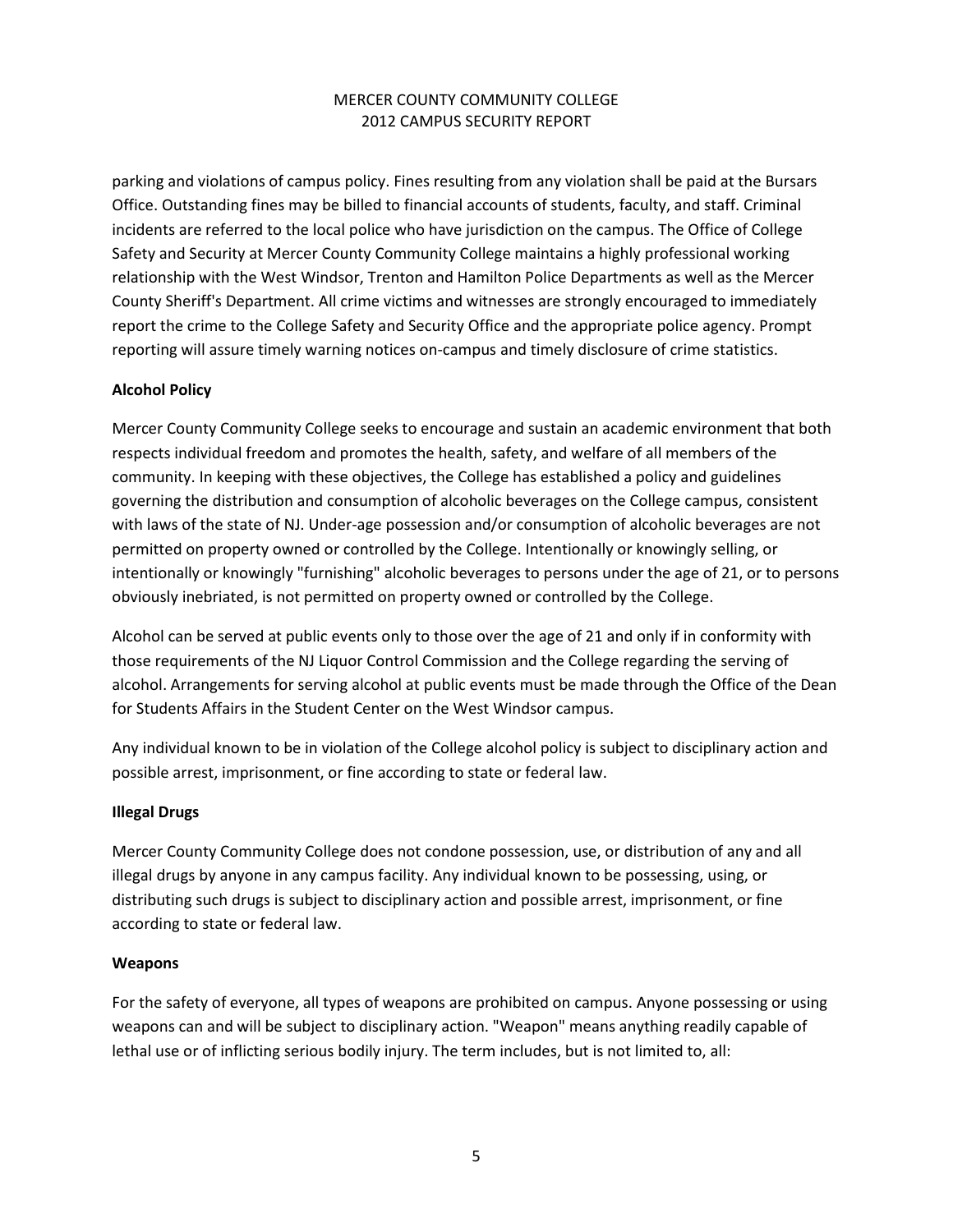parking and violations of campus policy. Fines resulting from any violation shall be paid at the Bursars Office. Outstanding fines may be billed to financial accounts of students, faculty, and staff. Criminal incidents are referred to the local police who have jurisdiction on the campus. The Office of College Safety and Security at Mercer County Community College maintains a highly professional working relationship with the West Windsor, Trenton and Hamilton Police Departments as well as the Mercer County Sheriff's Department. All crime victims and witnesses are strongly encouraged to immediately report the crime to the College Safety and Security Office and the appropriate police agency. Prompt reporting will assure timely warning notices on-campus and timely disclosure of crime statistics.

**Alcohol Policy**

Mercer County Community College seeks to encourage and sustain an academic environment that both respects individual freedom and promotes the health, safety, and welfare of all members of the community. In keeping with these objectives, the College has established a policy and guidelines governing the distribution and consumption of alcoholic beverages on the College campus, consistent with laws of the state of NJ. Under-age possession and/or consumption of alcoholic beverages are not permitted on property owned or controlled by the College. Intentionally or knowingly selling, or intentionally or knowingly "furnishing" alcoholic beverages to persons under the age of 21, or to persons obviously inebriated, is not permitted on property owned or controlled by the College.

Alcohol can be served at public events only to those over the age of 21 and only if in conformity with those requirements of the NJ Liquor Control Commission and the College regarding the serving of alcohol. Arrangements for serving alcohol at public events must be made through the Office of the Dean for Students Affairs in the Student Center on the West Windsor campus.

Any individual known to be in violation of the College alcohol policy is subject to disciplinary action and possible arrest, imprisonment, or fine according to state or federal law.

**Illegal Drugs**

Mercer County Community College does not condone possession, use, or distribution of any and all illegal drugs by anyone in any campus facility. Any individual known to be possessing, using, or distributing such drugs is subject to disciplinary action and possible arrest, imprisonment, or fine according to state or federal law.

**Weapons**

For the safety of everyone, all types of weapons are prohibited on campus. Anyone possessing or using weapons can and will be subject to disciplinary action. "Weapon" means anything readily capable of lethal use or of inflicting serious bodily injury. The term includes, but is not limited to, all: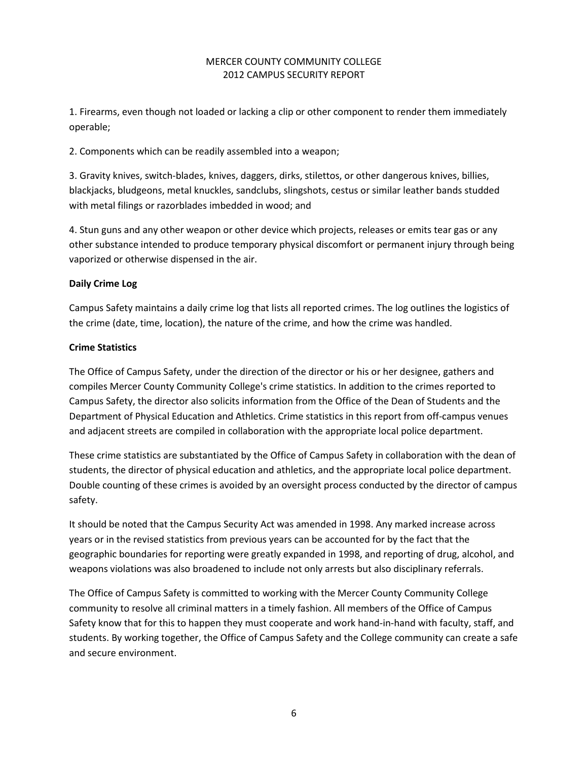1. Firearms, even though not loaded or lacking a clip or other component to render them immediately operable;

2. Components which can be readily assembled into a weapon;

3. Gravity knives, switch-blades, knives, daggers, dirks, stilettos, or other dangerous knives, billies, blackjacks, bludgeons, metal knuckles, sandclubs, slingshots, cestus or similar leather bands studded with metal filings or razorblades imbedded in wood; and

4. Stun guns and any other weapon or other device which projects, releases or emits tear gas or any other substance intended to produce temporary physical discomfort or permanent injury through being vaporized or otherwise dispensed in the air.

**Daily Crime Log**

Campus Safety maintains a daily crime log that lists all reported crimes. The log outlines the logistics of the crime (date, time, location), the nature of the crime, and how the crime was handled.

**Crime Statistics**

The Office of Campus Safety, under the direction of the director or his or her designee, gathers and compiles Mercer County Community College's crime statistics. In addition to the crimes reported to Campus Safety, the director also solicits information from the Office of the Dean of Students and the Department of Physical Education and Athletics. Crime statistics in this report from off-campus venues and adjacent streets are compiled in collaboration with the appropriate local police department.

These crime statistics are substantiated by the Office of Campus Safety in collaboration with the dean of students, the director of physical education and athletics, and the appropriate local police department. Double counting of these crimes is avoided by an oversight process conducted by the director of campus safety.

It should be noted that the Campus Security Act was amended in 1998. Any marked increase across years or in the revised statistics from previous years can be accounted for by the fact that the geographic boundaries for reporting were greatly expanded in 1998, and reporting of drug, alcohol, and weapons violations was also broadened to include not only arrests but also disciplinary referrals.

The Office of Campus Safety is committed to working with the Mercer County Community College community to resolve all criminal matters in a timely fashion. All members of the Office of Campus Safety know that for this to happen they must cooperate and work hand-in-hand with faculty, staff, and students. By working together, the Office of Campus Safety and the College community can create a safe and secure environment.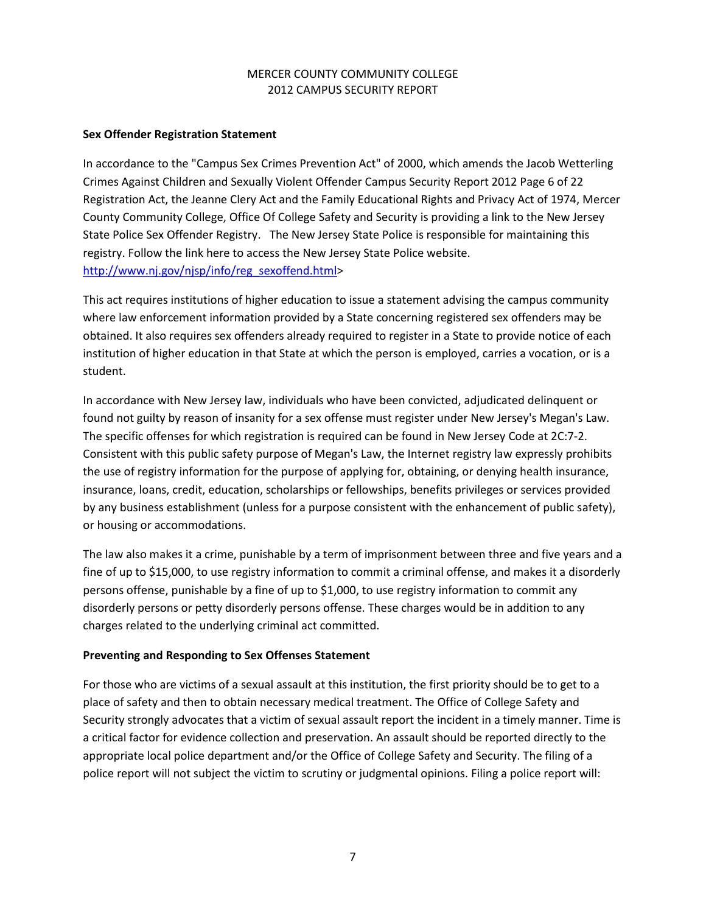MERCER COUNTY COMMUNITY COLLEGE
2012 CAMPUS SECURITY REPORT

**Sex Offender Registration Statement**

In accordance to the "Campus Sex Crimes Prevention Act" of 2000, which amends the Jacob Wetterling Crimes Against Children and Sexually Violent Offender Campus Security Report 2012 Page 6 of 22 Registration Act, the Jeanne Clery Act and the Family Educational Rights and Privacy Act of 1974, Mercer County Community College, Office Of College Safety and Security is providing a link to the New Jersey State Police Sex Offender Registry. The New Jersey State Police is responsible for maintaining this registry. Follow the link here to access the New Jersey State Police website.
http://www.nj.gov/njsp/info/reg_sexoffend.html>

This act requires institutions of higher education to issue a statement advising the campus community where law enforcement information provided by a State concerning registered sex offenders may be obtained. It also requires sex offenders already required to register in a State to provide notice of each institution of higher education in that State at which the person is employed, carries a vocation, or is a student.

In accordance with New Jersey law, individuals who have been convicted, adjudicated delinquent or found not guilty by reason of insanity for a sex offense must register under New Jersey's Megan's Law. The specific offenses for which registration is required can be found in New Jersey Code at 2C:7-2. Consistent with this public safety purpose of Megan's Law, the Internet registry law expressly prohibits the use of registry information for the purpose of applying for, obtaining, or denying health insurance, insurance, loans, credit, education, scholarships or fellowships, benefits privileges or services provided by any business establishment (unless for a purpose consistent with the enhancement of public safety), or housing or accommodations.

The law also makes it a crime, punishable by a term of imprisonment between three and five years and a fine of up to $15,000, to use registry information to commit a criminal offense, and makes it a disorderly persons offense, punishable by a fine of up to $1,000, to use registry information to commit any disorderly persons or petty disorderly persons offense. These charges would be in addition to any charges related to the underlying criminal act committed.

**Preventing and Responding to Sex Offenses Statement**

For those who are victims of a sexual assault at this institution, the first priority should be to get to a place of safety and then to obtain necessary medical treatment. The Office of College Safety and Security strongly advocates that a victim of sexual assault report the incident in a timely manner. Time is a critical factor for evidence collection and preservation. An assault should be reported directly to the appropriate local police department and/or the Office of College Safety and Security. The filing of a police report will not subject the victim to scrutiny or judgmental opinions. Filing a police report will: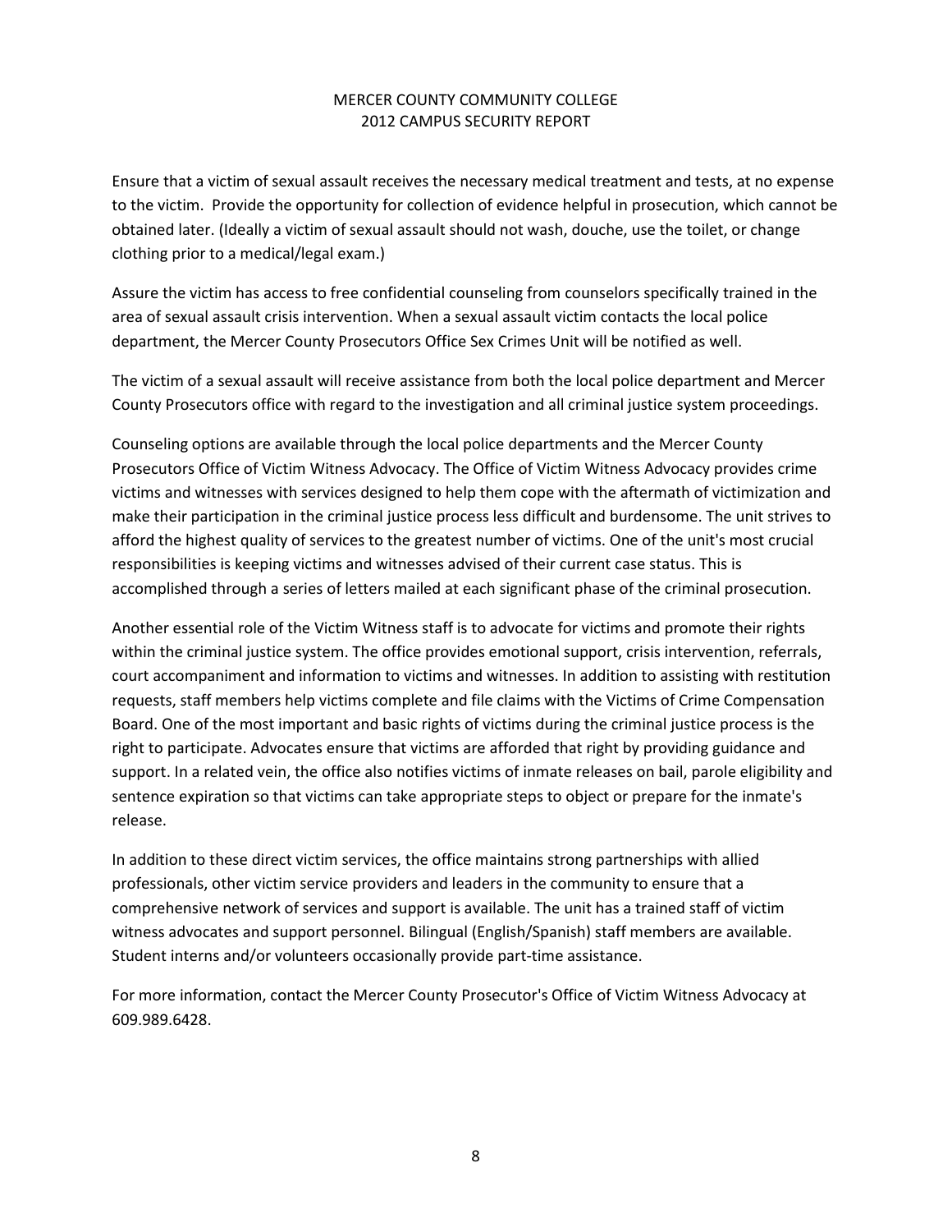Ensure that a victim of sexual assault receives the necessary medical treatment and tests, at no expense to the victim. Provide the opportunity for collection of evidence helpful in prosecution, which cannot be obtained later. (Ideally a victim of sexual assault should not wash, douche, use the toilet, or change clothing prior to a medical/legal exam.)

Assure the victim has access to free confidential counseling from counselors specifically trained in the area of sexual assault crisis intervention. When a sexual assault victim contacts the local police department, the Mercer County Prosecutors Office Sex Crimes Unit will be notified as well.

The victim of a sexual assault will receive assistance from both the local police department and Mercer County Prosecutors office with regard to the investigation and all criminal justice system proceedings.

Counseling options are available through the local police departments and the Mercer County Prosecutors Office of Victim Witness Advocacy. The Office of Victim Witness Advocacy provides crime victims and witnesses with services designed to help them cope with the aftermath of victimization and make their participation in the criminal justice process less difficult and burdensome. The unit strives to afford the highest quality of services to the greatest number of victims. One of the unit's most crucial responsibilities is keeping victims and witnesses advised of their current case status. This is accomplished through a series of letters mailed at each significant phase of the criminal prosecution.

Another essential role of the Victim Witness staff is to advocate for victims and promote their rights within the criminal justice system. The office provides emotional support, crisis intervention, referrals, court accompaniment and information to victims and witnesses. In addition to assisting with restitution requests, staff members help victims complete and file claims with the Victims of Crime Compensation Board. One of the most important and basic rights of victims during the criminal justice process is the right to participate. Advocates ensure that victims are afforded that right by providing guidance and support. In a related vein, the office also notifies victims of inmate releases on bail, parole eligibility and sentence expiration so that victims can take appropriate steps to object or prepare for the inmate's release.

In addition to these direct victim services, the office maintains strong partnerships with allied professionals, other victim service providers and leaders in the community to ensure that a comprehensive network of services and support is available. The unit has a trained staff of victim witness advocates and support personnel. Bilingual (English/Spanish) staff members are available. Student interns and/or volunteers occasionally provide part-time assistance.

For more information, contact the Mercer County Prosecutor's Office of Victim Witness Advocacy at 609.989.6428.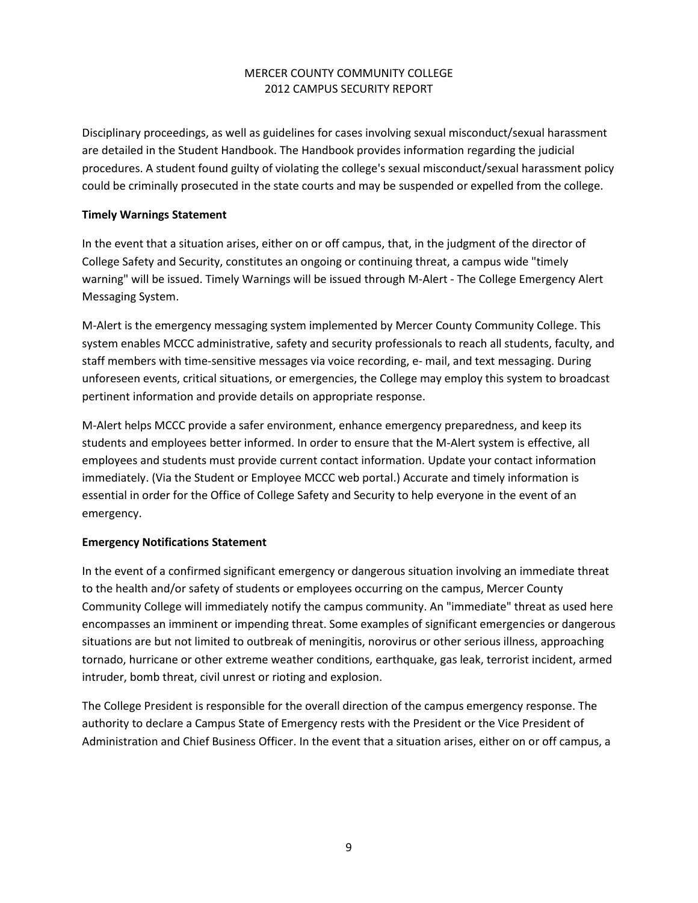Disciplinary proceedings, as well as guidelines for cases involving sexual misconduct/sexual harassment are detailed in the Student Handbook. The Handbook provides information regarding the judicial procedures. A student found guilty of violating the college's sexual misconduct/sexual harassment policy could be criminally prosecuted in the state courts and may be suspended or expelled from the college.

**Timely Warnings Statement**

In the event that a situation arises, either on or off campus, that, in the judgment of the director of College Safety and Security, constitutes an ongoing or continuing threat, a campus wide "timely warning" will be issued. Timely Warnings will be issued through M-Alert - The College Emergency Alert Messaging System.

M-Alert is the emergency messaging system implemented by Mercer County Community College. This system enables MCCC administrative, safety and security professionals to reach all students, faculty, and staff members with time-sensitive messages via voice recording, e- mail, and text messaging. During unforeseen events, critical situations, or emergencies, the College may employ this system to broadcast pertinent information and provide details on appropriate response.

M-Alert helps MCCC provide a safer environment, enhance emergency preparedness, and keep its students and employees better informed. In order to ensure that the M-Alert system is effective, all employees and students must provide current contact information. Update your contact information immediately. (Via the Student or Employee MCCC web portal.) Accurate and timely information is essential in order for the Office of College Safety and Security to help everyone in the event of an emergency.

**Emergency Notifications Statement**

In the event of a confirmed significant emergency or dangerous situation involving an immediate threat to the health and/or safety of students or employees occurring on the campus, Mercer County Community College will immediately notify the campus community. An "immediate" threat as used here encompasses an imminent or impending threat. Some examples of significant emergencies or dangerous situations are but not limited to outbreak of meningitis, norovirus or other serious illness, approaching tornado, hurricane or other extreme weather conditions, earthquake, gas leak, terrorist incident, armed intruder, bomb threat, civil unrest or rioting and explosion.

The College President is responsible for the overall direction of the campus emergency response. The authority to declare a Campus State of Emergency rests with the President or the Vice President of Administration and Chief Business Officer. In the event that a situation arises, either on or off campus, a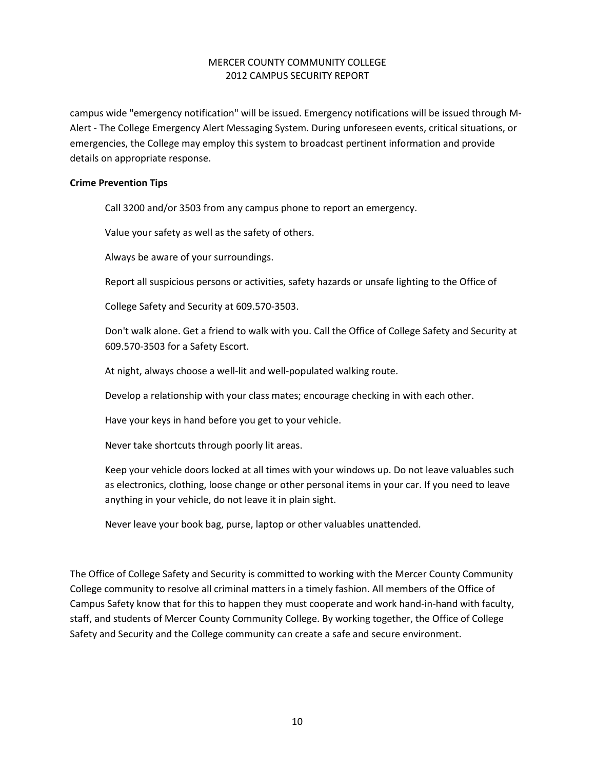campus wide "emergency notification" will be issued. Emergency notifications will be issued through M-Alert - The College Emergency Alert Messaging System. During unforeseen events, critical situations, or emergencies, the College may employ this system to broadcast pertinent information and provide details on appropriate response.

**Crime Prevention Tips**

Call 3200 and/or 3503 from any campus phone to report an emergency.

Value your safety as well as the safety of others.

Always be aware of your surroundings.

Report all suspicious persons or activities, safety hazards or unsafe lighting to the Office of College Safety and Security at 609.570-3503.

Don't walk alone. Get a friend to walk with you. Call the Office of College Safety and Security at 609.570-3503 for a Safety Escort.

At night, always choose a well-lit and well-populated walking route.

Develop a relationship with your class mates; encourage checking in with each other.

Have your keys in hand before you get to your vehicle.

Never take shortcuts through poorly lit areas.

Keep your vehicle doors locked at all times with your windows up. Do not leave valuables such as electronics, clothing, loose change or other personal items in your car. If you need to leave anything in your vehicle, do not leave it in plain sight.

Never leave your book bag, purse, laptop or other valuables unattended.

The Office of College Safety and Security is committed to working with the Mercer County Community College community to resolve all criminal matters in a timely fashion. All members of the Office of Campus Safety know that for this to happen they must cooperate and work hand-in-hand with faculty, staff, and students of Mercer County Community College. By working together, the Office of College Safety and Security and the College community can create a safe and secure environment.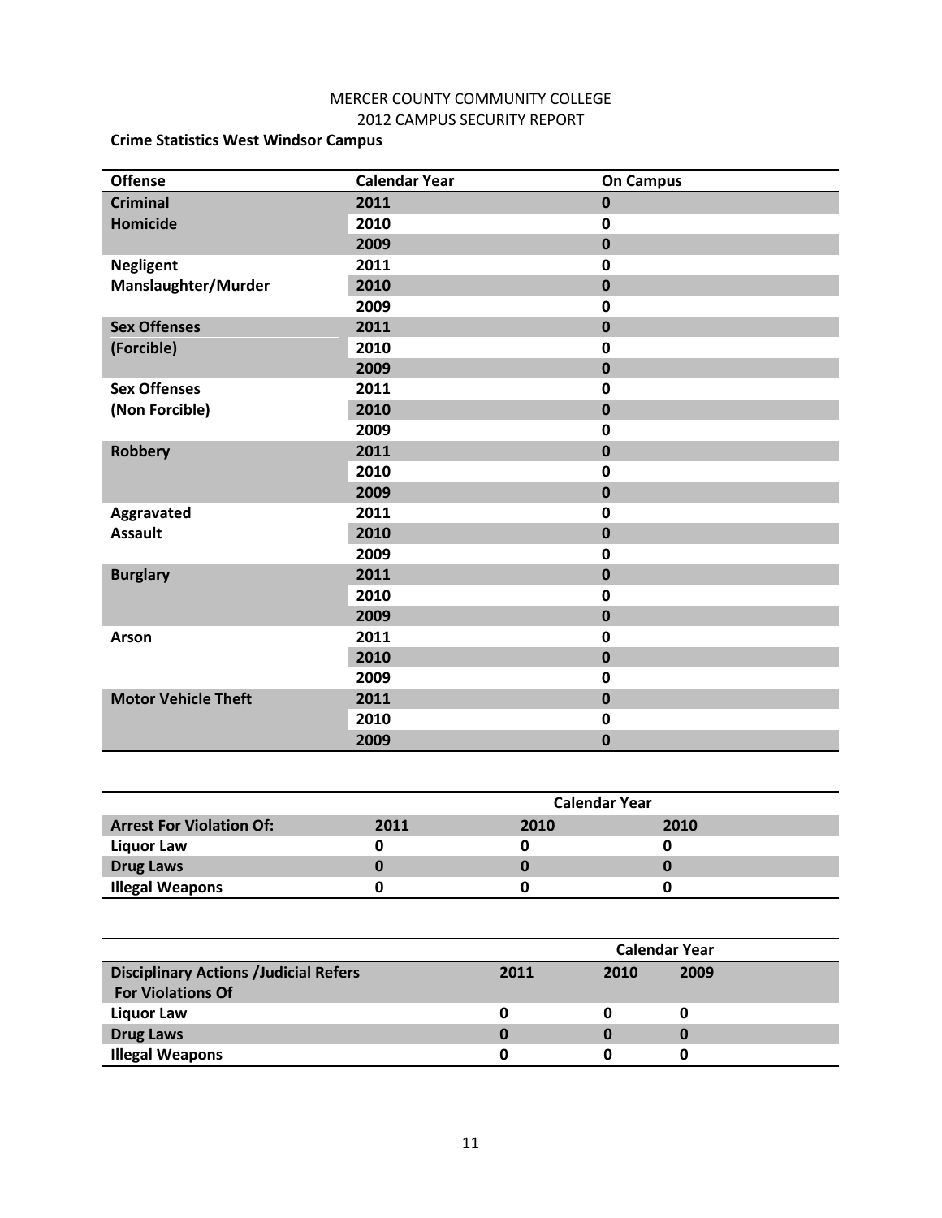MERCER COUNTY COMMUNITY COLLEGE
2012 CAMPUS SECURITY REPORT

**Crime Statistics West Windsor Campus**

| Offense | Calendar Year | On Campus |
|---|---|---|
| **Criminal Homicide** | **2011** | **0** |
| | **2010** | **0** |
| | **2009** | **0** |
| **Negligent Manslaughter/Murder** | **2011** | **0** |
| | **2010** | **0** |
| | **2009** | **0** |
| **Sex Offenses (Forcible)** | **2011** | **0** |
| | **2010** | **0** |
| | **2009** | **0** |
| **Sex Offenses (Non Forcible)** | **2011** | **0** |
| | **2010** | **0** |
| | **2009** | **0** |
| **Robbery** | **2011** | **0** |
| | **2010** | **0** |
| | **2009** | **0** |
| **Aggravated Assault** | **2011** | **0** |
| | **2010** | **0** |
| | **2009** | **0** |
| **Burglary** | **2011** | **0** |
| | **2010** | **0** |
| | **2009** | **0** |
| **Arson** | **2011** | **0** |
| | **2010** | **0** |
| | **2009** | **0** |
| **Motor Vehicle Theft** | **2011** | **0** |
| | **2010** | **0** |
| | **2009** | **0** |

| | Calendar Year | | |
|---|---|---|---|
| **Arrest For Violation Of:** | **2011** | **2010** | **2010** |
| **Liquor Law** | **0** | **0** | **0** |
| **Drug Laws** | **0** | **0** | **0** |
| **Illegal Weapons** | **0** | **0** | **0** |

| | Calendar Year | | |
|---|---|---|---|
| **Disciplinary Actions /Judicial Refers For Violations Of** | **2011** | **2010** | **2009** |
| **Liquor Law** | **0** | **0** | **0** |
| **Drug Laws** | **0** | **0** | **0** |
| **Illegal Weapons** | **0** | **0** | **0** |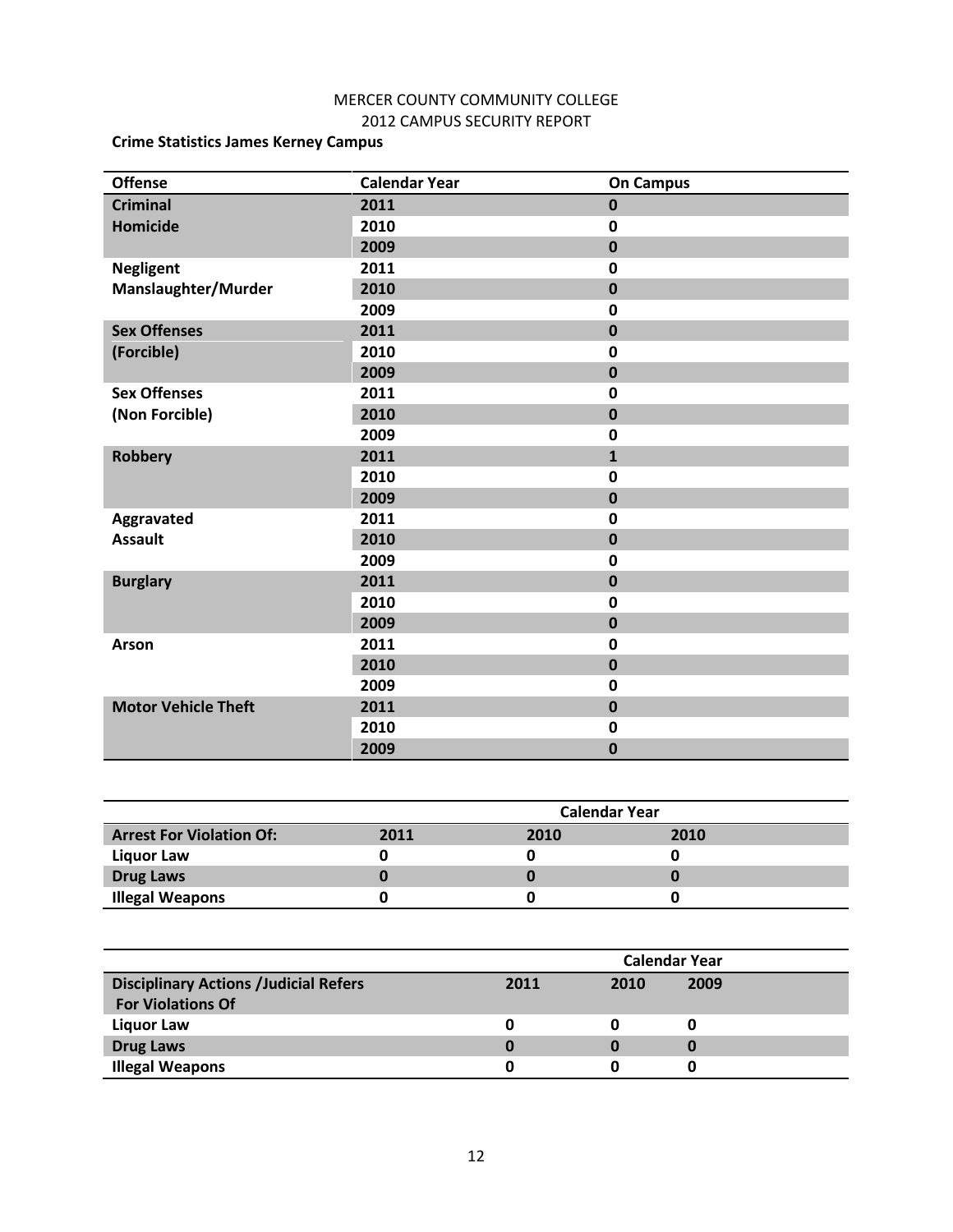MERCER COUNTY COMMUNITY COLLEGE

2012 CAMPUS SECURITY REPORT

**Crime Statistics James Kerney Campus**

| Offense | Calendar Year | On Campus |
|---|---|---|
| **Criminal Homicide** | **2011** | **0** |
| | **2010** | **0** |
| | **2009** | **0** |
| **Negligent Manslaughter/Murder** | **2011** | **0** |
| | **2010** | **0** |
| | **2009** | **0** |
| **Sex Offenses (Forcible)** | **2011** | **0** |
| | **2010** | **0** |
| | **2009** | **0** |
| **Sex Offenses (Non Forcible)** | **2011** | **0** |
| | **2010** | **0** |
| | **2009** | **0** |
| **Robbery** | **2011** | **1** |
| | **2010** | **0** |
| | **2009** | **0** |
| **Aggravated Assault** | **2011** | **0** |
| | **2010** | **0** |
| | **2009** | **0** |
| **Burglary** | **2011** | **0** |
| | **2010** | **0** |
| | **2009** | **0** |
| **Arson** | **2011** | **0** |
| | **2010** | **0** |
| | **2009** | **0** |
| **Motor Vehicle Theft** | **2011** | **0** |
| | **2010** | **0** |
| | **2009** | **0** |

| | Calendar Year | | |
|---|---|---|---|
| **Arrest For Violation Of:** | **2011** | **2010** | **2010** |
| **Liquor Law** | **0** | **0** | **0** |
| **Drug Laws** | **0** | **0** | **0** |
| **Illegal Weapons** | **0** | **0** | **0** |

| | Calendar Year | | |
|---|---|---|---|
| **Disciplinary Actions /Judicial Refers For Violations Of** | **2011** | **2010** | **2009** |
| **Liquor Law** | **0** | **0** | **0** |
| **Drug Laws** | **0** | **0** | **0** |
| **Illegal Weapons** | **0** | **0** | **0** |